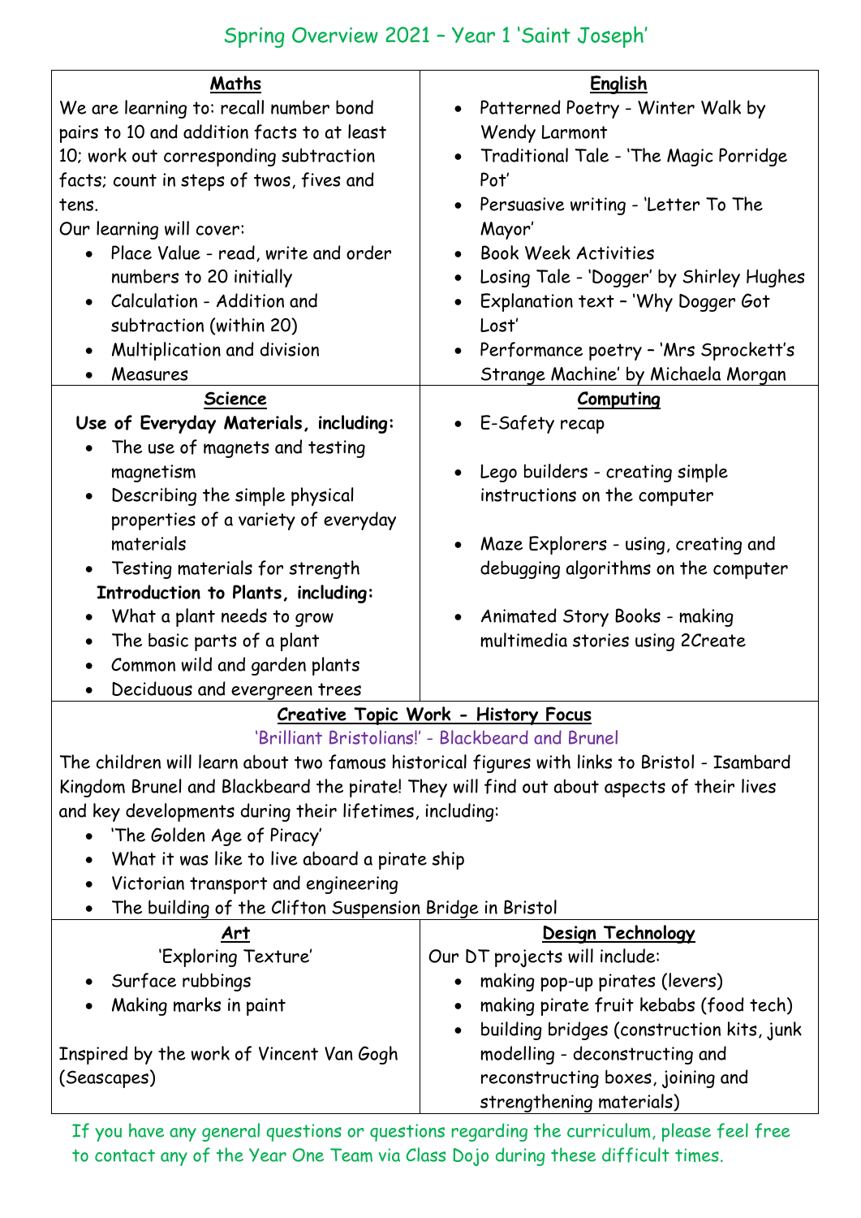# Spring Overview 2021 – Year 1 'Saint Joseph'

## Maths

We are learning to: recall number bond pairs to 10 and addition facts to at least 10; work out corresponding subtraction facts; count in steps of twos, fives and tens.

Our learning will cover:

- Place Value - read, write and order numbers to 20 initially
- Calculation - Addition and subtraction (within 20)
- Multiplication and division
- Measures

## English

- Patterned Poetry - Winter Walk by Wendy Larmont
- Traditional Tale - 'The Magic Porridge Pot'
- Persuasive writing - 'Letter To The Mayor'
- Book Week Activities
- Losing Tale - 'Dogger' by Shirley Hughes
- Explanation text – 'Why Dogger Got Lost'
- Performance poetry – 'Mrs Sprockett's Strange Machine' by Michaela Morgan

## Science

**Use of Everyday Materials, including:**

- The use of magnets and testing magnetism
- Describing the simple physical properties of a variety of everyday materials
- Testing materials for strength

**Introduction to Plants, including:**

- What a plant needs to grow
- The basic parts of a plant
- Common wild and garden plants
- Deciduous and evergreen trees

## Computing

- E-Safety recap
- Lego builders - creating simple instructions on the computer
- Maze Explorers - using, creating and debugging algorithms on the computer
- Animated Story Books - making multimedia stories using 2Create

## Creative Topic Work - History Focus

'Brilliant Bristolians!' - Blackbeard and Brunel

The children will learn about two famous historical figures with links to Bristol - Isambard Kingdom Brunel and Blackbeard the pirate! They will find out about aspects of their lives and key developments during their lifetimes, including:

- 'The Golden Age of Piracy'
- What it was like to live aboard a pirate ship
- Victorian transport and engineering
- The building of the Clifton Suspension Bridge in Bristol

## Art

'Exploring Texture'

- Surface rubbings
- Making marks in paint

Inspired by the work of Vincent Van Gogh (Seascapes)

## Design Technology

Our DT projects will include:

- making pop-up pirates (levers)
- making pirate fruit kebabs (food tech)
- building bridges (construction kits, junk modelling - deconstructing and reconstructing boxes, joining and strengthening materials)

*If you have any general questions or questions regarding the curriculum, please feel free to contact any of the Year One Team via Class Dojo during these difficult times.*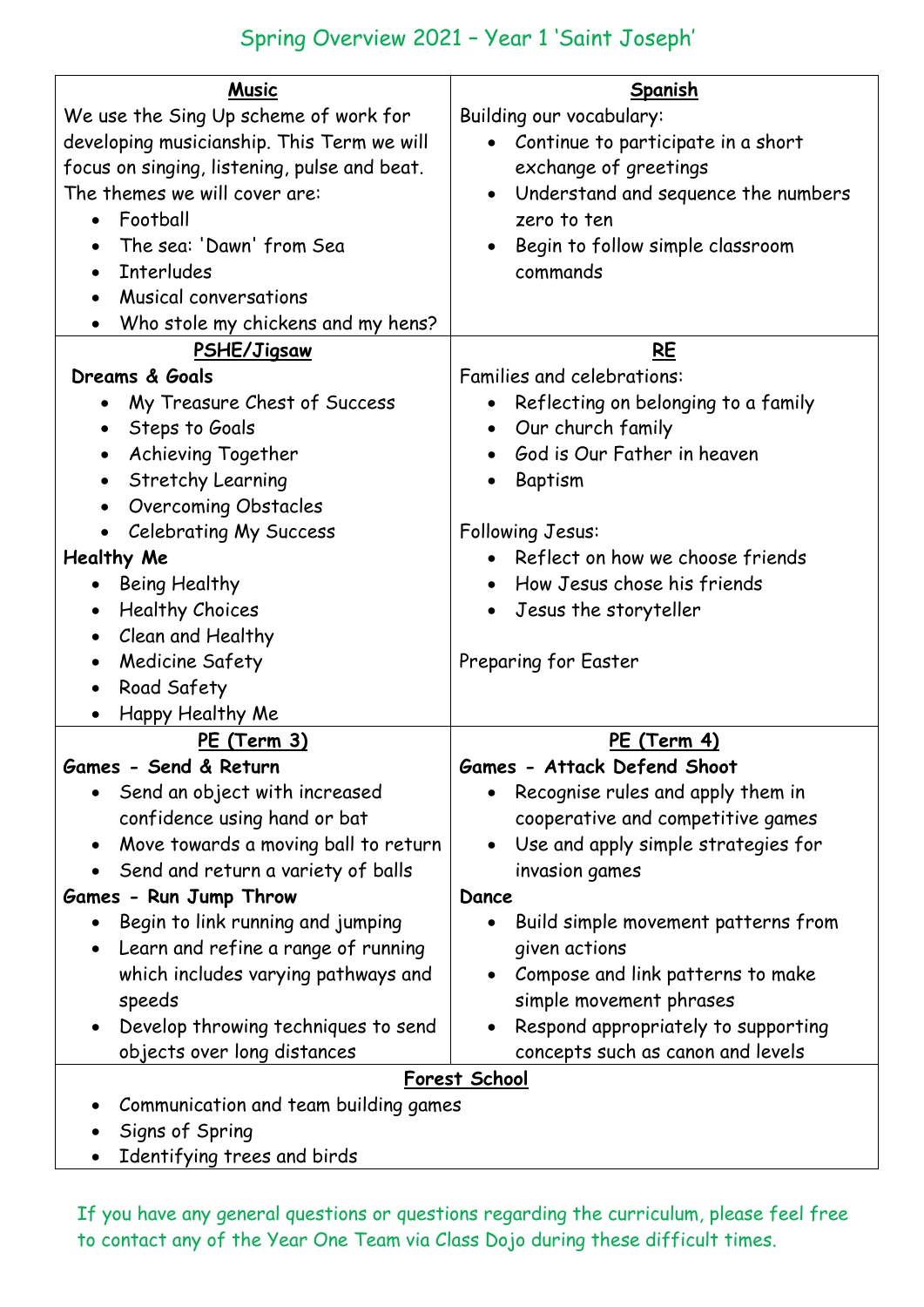# Spring Overview 2021 – Year 1 'Saint Joseph'

## Music

We use the Sing Up scheme of work for developing musicianship. This Term we will focus on singing, listening, pulse and beat. The themes we will cover are:

- Football
- The sea: 'Dawn' from Sea
- Interludes
- Musical conversations
- Who stole my chickens and my hens?

## Spanish

Building our vocabulary:

- Continue to participate in a short exchange of greetings
- Understand and sequence the numbers zero to ten
- Begin to follow simple classroom commands

## PSHE/Jigsaw

**Dreams & Goals**

- My Treasure Chest of Success
- Steps to Goals
- Achieving Together
- Stretchy Learning
- Overcoming Obstacles
- Celebrating My Success

**Healthy Me**

- Being Healthy
- Healthy Choices
- Clean and Healthy
- Medicine Safety
- Road Safety
- Happy Healthy Me

## RE

Families and celebrations:

- Reflecting on belonging to a family
- Our church family
- God is Our Father in heaven
- Baptism

Following Jesus:

- Reflect on how we choose friends
- How Jesus chose his friends
- Jesus the storyteller

Preparing for Easter

## PE (Term 3)

**Games - Send & Return**

- Send an object with increased confidence using hand or bat
- Move towards a moving ball to return
- Send and return a variety of balls

**Games - Run Jump Throw**

- Begin to link running and jumping
- Learn and refine a range of running which includes varying pathways and speeds
- Develop throwing techniques to send objects over long distances

## PE (Term 4)

**Games - Attack Defend Shoot**

- Recognise rules and apply them in cooperative and competitive games
- Use and apply simple strategies for invasion games

**Dance**

- Build simple movement patterns from given actions
- Compose and link patterns to make simple movement phrases
- Respond appropriately to supporting concepts such as canon and levels

## Forest School

- Communication and team building games
- Signs of Spring
- Identifying trees and birds

*If you have any general questions or questions regarding the curriculum, please feel free to contact any of the Year One Team via Class Dojo during these difficult times.*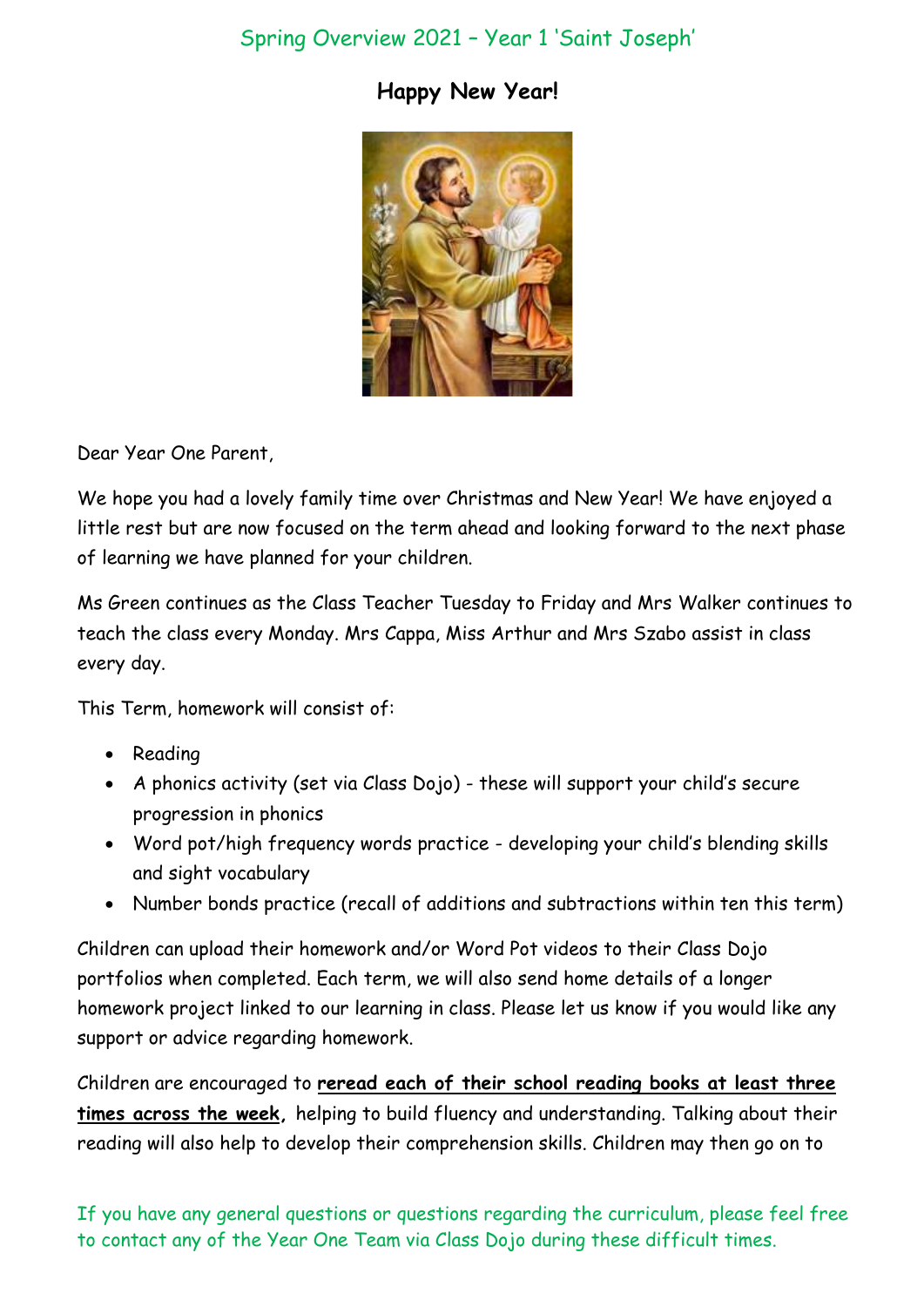Spring Overview 2021 – Year 1 'Saint Joseph'

## Happy New Year!

Dear Year One Parent,

We hope you had a lovely family time over Christmas and New Year! We have enjoyed a little rest but are now focused on the term ahead and looking forward to the next phase of learning we have planned for your children.

Ms Green continues as the Class Teacher Tuesday to Friday and Mrs Walker continues to teach the class every Monday. Mrs Cappa, Miss Arthur and Mrs Szabo assist in class every day.

This Term, homework will consist of:

- Reading
- A phonics activity (set via Class Dojo) - these will support your child's secure progression in phonics
- Word pot/high frequency words practice - developing your child's blending skills and sight vocabulary
- Number bonds practice (recall of additions and subtractions within ten this term)

Children can upload their homework and/or Word Pot videos to their Class Dojo portfolios when completed. Each term, we will also send home details of a longer homework project linked to our learning in class. Please let us know if you would like any support or advice regarding homework.

Children are encouraged to **reread each of their school reading books at least three times across the week,** helping to build fluency and understanding. Talking about their reading will also help to develop their comprehension skills. Children may then go on to

*If you have any general questions or questions regarding the curriculum, please feel free to contact any of the Year One Team via Class Dojo during these difficult times.*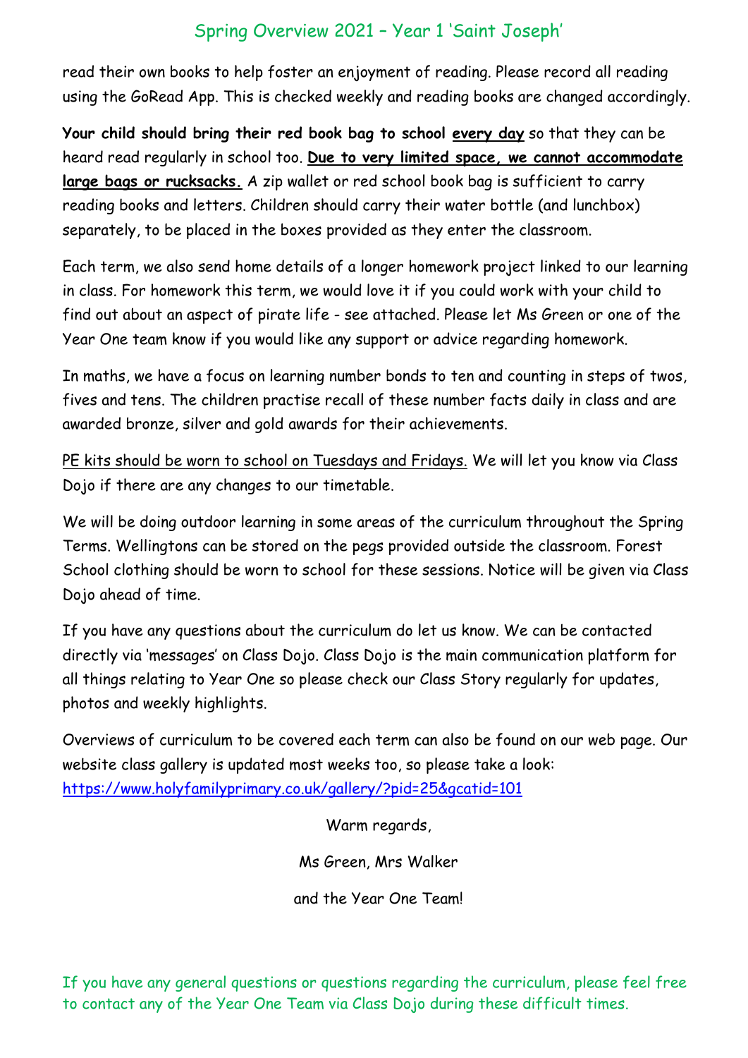read their own books to help foster an enjoyment of reading. Please record all reading using the GoRead App. This is checked weekly and reading books are changed accordingly.

**Your child should bring their red book bag to school <u>every day</u>** so that they can be heard read regularly in school too. **<u>Due to very limited space, we cannot accommodate large bags or rucksacks.</u>** A zip wallet or red school book bag is sufficient to carry reading books and letters. Children should carry their water bottle (and lunchbox) separately, to be placed in the boxes provided as they enter the classroom.

Each term, we also send home details of a longer homework project linked to our learning in class. For homework this term, we would love it if you could work with your child to find out about an aspect of pirate life - see attached. Please let Ms Green or one of the Year One team know if you would like any support or advice regarding homework.

In maths, we have a focus on learning number bonds to ten and counting in steps of twos, fives and tens. The children practise recall of these number facts daily in class and are awarded bronze, silver and gold awards for their achievements.

<u>PE kits should be worn to school on Tuesdays and Fridays.</u> We will let you know via Class Dojo if there are any changes to our timetable.

We will be doing outdoor learning in some areas of the curriculum throughout the Spring Terms. Wellingtons can be stored on the pegs provided outside the classroom. Forest School clothing should be worn to school for these sessions. Notice will be given via Class Dojo ahead of time.

If you have any questions about the curriculum do let us know. We can be contacted directly via 'messages' on Class Dojo. Class Dojo is the main communication platform for all things relating to Year One so please check our Class Story regularly for updates, photos and weekly highlights.

Overviews of curriculum to be covered each term can also be found on our web page. Our website class gallery is updated most weeks too, so please take a look: https://www.holyfamilyprimary.co.uk/gallery/?pid=25&gcatid=101

Warm regards,

Ms Green, Mrs Walker

and the Year One Team!

If you have any general questions or questions regarding the curriculum, please feel free to contact any of the Year One Team via Class Dojo during these difficult times.